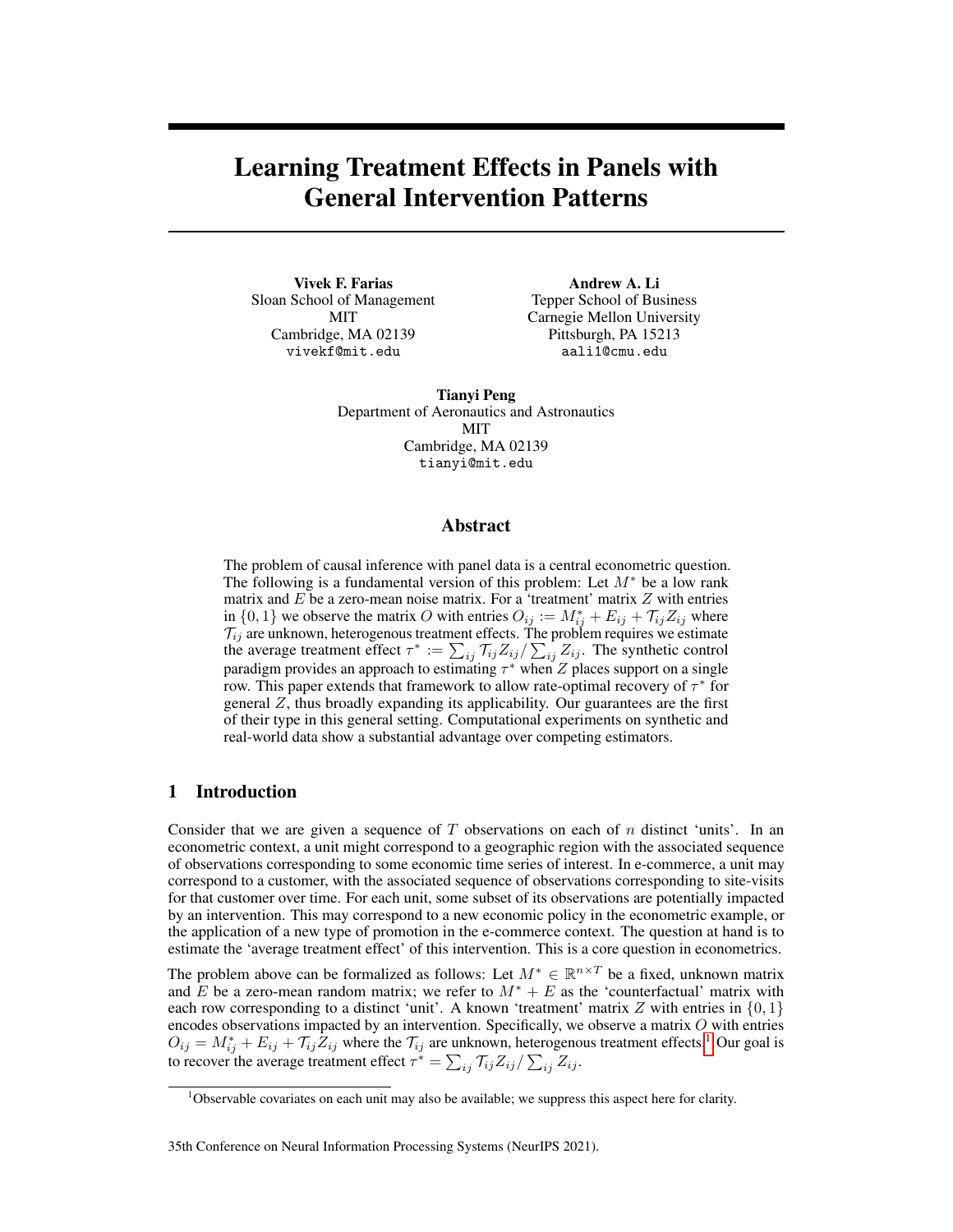# Learning Treatment Effects in Panels with General Intervention Patterns

**Vivek F. Farias**
Sloan School of Management
MIT
Cambridge, MA 02139
vivekf@mit.edu

**Andrew A. Li**
Tepper School of Business
Carnegie Mellon University
Pittsburgh, PA 15213
aali1@cmu.edu

**Tianyi Peng**
Department of Aeronautics and Astronautics
MIT
Cambridge, MA 02139
tianyi@mit.edu

## Abstract

The problem of causal inference with panel data is a central econometric question. The following is a fundamental version of this problem: Let $M^*$ be a low rank matrix and $E$ be a zero-mean noise matrix. For a 'treatment' matrix $Z$ with entries in $\{0, 1\}$ we observe the matrix $O$ with entries $O_{ij} := M^*_{ij} + E_{ij} + \mathcal{T}_{ij} Z_{ij}$ where $\mathcal{T}_{ij}$ are unknown, heterogenous treatment effects. The problem requires we estimate the average treatment effect $\tau^* := \sum_{ij} \mathcal{T}_{ij} Z_{ij} / \sum_{ij} Z_{ij}$. The synthetic control paradigm provides an approach to estimating $\tau^*$ when $Z$ places support on a single row. This paper extends that framework to allow rate-optimal recovery of $\tau^*$ for general $Z$, thus broadly expanding its applicability. Our guarantees are the first of their type in this general setting. Computational experiments on synthetic and real-world data show a substantial advantage over competing estimators.

## 1 Introduction

Consider that we are given a sequence of $T$ observations on each of $n$ distinct 'units'. In an econometric context, a unit might correspond to a geographic region with the associated sequence of observations corresponding to some economic time series of interest. In e-commerce, a unit may correspond to a customer, with the associated sequence of observations corresponding to site-visits for that customer over time. For each unit, some subset of its observations are potentially impacted by an intervention. This may correspond to a new economic policy in the econometric example, or the application of a new type of promotion in the e-commerce context. The question at hand is to estimate the 'average treatment effect' of this intervention. This is a core question in econometrics.

The problem above can be formalized as follows: Let $M^* \in \mathbb{R}^{n \times T}$ be a fixed, unknown matrix and $E$ be a zero-mean random matrix; we refer to $M^* + E$ as the 'counterfactual' matrix with each row corresponding to a distinct 'unit'. A known 'treatment' matrix $Z$ with entries in $\{0, 1\}$ encodes observations impacted by an intervention. Specifically, we observe a matrix $O$ with entries $O_{ij} = M^*_{ij} + E_{ij} + \mathcal{T}_{ij} Z_{ij}$ where the $\mathcal{T}_{ij}$ are unknown, heterogenous treatment effects.[1] Our goal is to recover the average treatment effect $\tau^* = \sum_{ij} \mathcal{T}_{ij} Z_{ij} / \sum_{ij} Z_{ij}$.

[1] Observable covariates on each unit may also be available; we suppress this aspect here for clarity.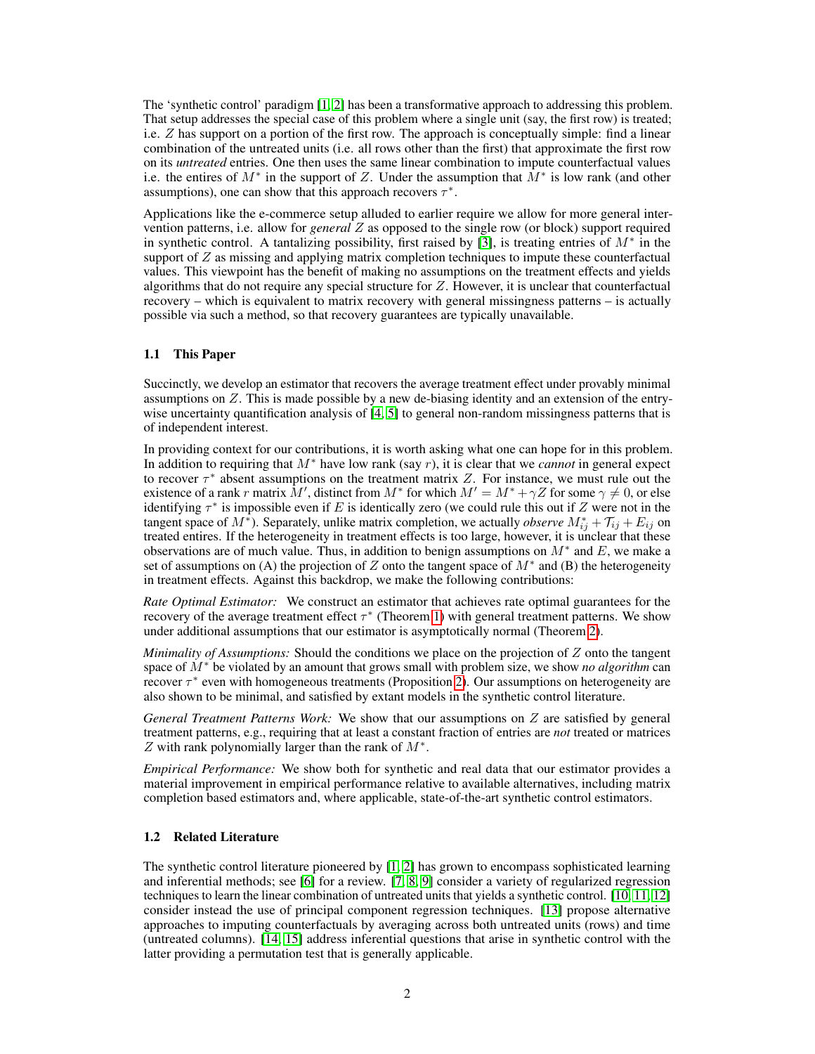The 'synthetic control' paradigm [1, 2] has been a transformative approach to addressing this problem. That setup addresses the special case of this problem where a single unit (say, the first row) is treated; i.e. $Z$ has support on a portion of the first row. The approach is conceptually simple: find a linear combination of the untreated units (i.e. all rows other than the first) that approximate the first row on its *untreated* entries. One then uses the same linear combination to impute counterfactual values i.e. the entires of $M^*$ in the support of $Z$. Under the assumption that $M^*$ is low rank (and other assumptions), one can show that this approach recovers $\tau^*$.

Applications like the e-commerce setup alluded to earlier require we allow for more general intervention patterns, i.e. allow for *general* $Z$ as opposed to the single row (or block) support required in synthetic control. A tantalizing possibility, first raised by [3], is treating entries of $M^*$ in the support of $Z$ as missing and applying matrix completion techniques to impute these counterfactual values. This viewpoint has the benefit of making no assumptions on the treatment effects and yields algorithms that do not require any special structure for $Z$. However, it is unclear that counterfactual recovery – which is equivalent to matrix recovery with general missingness patterns – is actually possible via such a method, so that recovery guarantees are typically unavailable.

### 1.1 This Paper

Succinctly, we develop an estimator that recovers the average treatment effect under provably minimal assumptions on $Z$. This is made possible by a new de-biasing identity and an extension of the entry-wise uncertainty quantification analysis of [4, 5] to general non-random missingness patterns that is of independent interest.

In providing context for our contributions, it is worth asking what one can hope for in this problem. In addition to requiring that $M^*$ have low rank (say $r$), it is clear that we *cannot* in general expect to recover $\tau^*$ absent assumptions on the treatment matrix $Z$. For instance, we must rule out the existence of a rank $r$ matrix $M'$, distinct from $M^*$ for which $M' = M^* + \gamma Z$ for some $\gamma \neq 0$, or else identifying $\tau^*$ is impossible even if $E$ is identically zero (we could rule this out if $Z$ were not in the tangent space of $M^*$). Separately, unlike matrix completion, we actually *observe* $M^*_{ij} + \mathcal{T}_{ij} + E_{ij}$ on treated entires. If the heterogeneity in treatment effects is too large, however, it is unclear that these observations are of much value. Thus, in addition to benign assumptions on $M^*$ and $E$, we make a set of assumptions on (A) the projection of $Z$ onto the tangent space of $M^*$ and (B) the heterogeneity in treatment effects. Against this backdrop, we make the following contributions:

*Rate Optimal Estimator:* We construct an estimator that achieves rate optimal guarantees for the recovery of the average treatment effect $\tau^*$ (Theorem 1) with general treatment patterns. We show under additional assumptions that our estimator is asymptotically normal (Theorem 2).

*Minimality of Assumptions:* Should the conditions we place on the projection of $Z$ onto the tangent space of $M^*$ be violated by an amount that grows small with problem size, we show *no algorithm* can recover $\tau^*$ even with homogeneous treatments (Proposition 2). Our assumptions on heterogeneity are also shown to be minimal, and satisfied by extant models in the synthetic control literature.

*General Treatment Patterns Work:* We show that our assumptions on $Z$ are satisfied by general treatment patterns, e.g., requiring that at least a constant fraction of entries are *not* treated or matrices $Z$ with rank polynomially larger than the rank of $M^*$.

*Empirical Performance:* We show both for synthetic and real data that our estimator provides a material improvement in empirical performance relative to available alternatives, including matrix completion based estimators and, where applicable, state-of-the-art synthetic control estimators.

### 1.2 Related Literature

The synthetic control literature pioneered by [1, 2] has grown to encompass sophisticated learning and inferential methods; see [6] for a review. [7, 8, 9] consider a variety of regularized regression techniques to learn the linear combination of untreated units that yields a synthetic control. [10, 11, 12] consider instead the use of principal component regression techniques. [13] propose alternative approaches to imputing counterfactuals by averaging across both untreated units (rows) and time (untreated columns). [14, 15] address inferential questions that arise in synthetic control with the latter providing a permutation test that is generally applicable.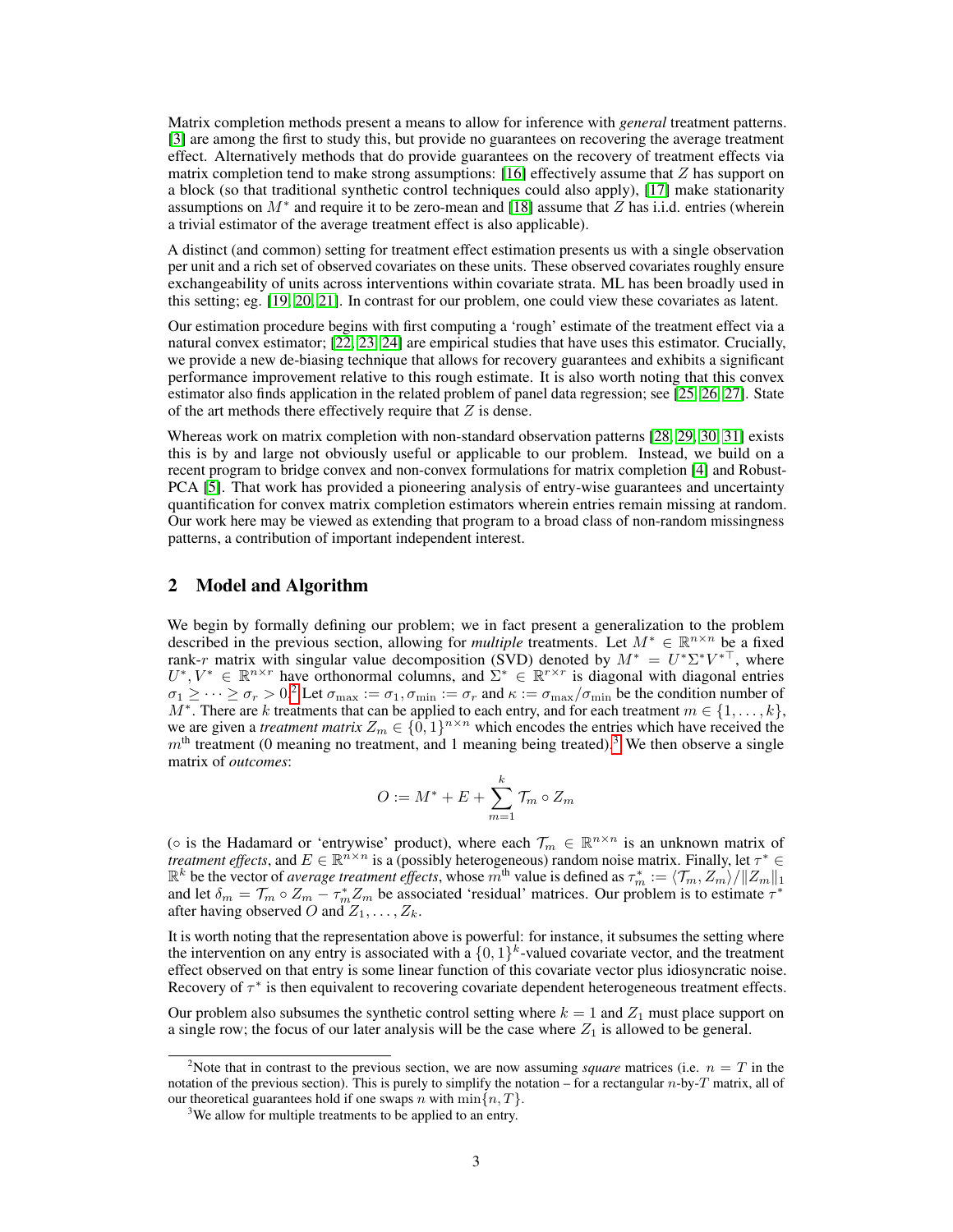Matrix completion methods present a means to allow for inference with *general* treatment patterns. [3] are among the first to study this, but provide no guarantees on recovering the average treatment effect. Alternatively methods that do provide guarantees on the recovery of treatment effects via matrix completion tend to make strong assumptions: [16] effectively assume that $Z$ has support on a block (so that traditional synthetic control techniques could also apply), [17] make stationarity assumptions on $M^*$ and require it to be zero-mean and [18] assume that $Z$ has i.i.d. entries (wherein a trivial estimator of the average treatment effect is also applicable).

A distinct (and common) setting for treatment effect estimation presents us with a single observation per unit and a rich set of observed covariates on these units. These observed covariates roughly ensure exchangeability of units across interventions within covariate strata. ML has been broadly used in this setting; eg. [19, 20, 21]. In contrast for our problem, one could view these covariates as latent.

Our estimation procedure begins with first computing a 'rough' estimate of the treatment effect via a natural convex estimator; [22, 23, 24] are empirical studies that have uses this estimator. Crucially, we provide a new de-biasing technique that allows for recovery guarantees and exhibits a significant performance improvement relative to this rough estimate. It is also worth noting that this convex estimator also finds application in the related problem of panel data regression; see [25, 26, 27]. State of the art methods there effectively require that $Z$ is dense.

Whereas work on matrix completion with non-standard observation patterns [28, 29, 30, 31] exists this is by and large not obviously useful or applicable to our problem. Instead, we build on a recent program to bridge convex and non-convex formulations for matrix completion [4] and Robust-PCA [5]. That work has provided a pioneering analysis of entry-wise guarantees and uncertainty quantification for convex matrix completion estimators wherein entries remain missing at random. Our work here may be viewed as extending that program to a broad class of non-random missingness patterns, a contribution of important independent interest.

## 2 Model and Algorithm

We begin by formally defining our problem; we in fact present a generalization to the problem described in the previous section, allowing for *multiple* treatments. Let $M^* \in \mathbb{R}^{n\times n}$ be a fixed rank-$r$ matrix with singular value decomposition (SVD) denoted by $M^* = U^*\Sigma^* V^{*\top}$, where $U^*, V^* \in \mathbb{R}^{n\times r}$ have orthonormal columns, and $\Sigma^* \in \mathbb{R}^{r\times r}$ is diagonal with diagonal entries $\sigma_1 \geq \cdots \geq \sigma_r > 0$.[2] Let $\sigma_{\max} := \sigma_1, \sigma_{\min} := \sigma_r$ and $\kappa := \sigma_{\max}/\sigma_{\min}$ be the condition number of $M^*$. There are $k$ treatments that can be applied to each entry, and for each treatment $m \in \{1, \ldots, k\}$, we are given a *treatment matrix* $Z_m \in \{0, 1\}^{n\times n}$ which encodes the entries which have received the $m^{\text{th}}$ treatment (0 meaning no treatment, and 1 meaning being treated).[3] We then observe a single matrix of *outcomes*:

$$O := M^* + E + \sum_{m=1}^{k} \mathcal{T}_m \circ Z_m$$

($\circ$ is the Hadamard or 'entrywise' product), where each $\mathcal{T}_m \in \mathbb{R}^{n\times n}$ is an unknown matrix of *treatment effects*, and $E \in \mathbb{R}^{n\times n}$ is a (possibly heterogeneous) random noise matrix. Finally, let $\tau^* \in \mathbb{R}^k$ be the vector of *average treatment effects*, whose $m^{\text{th}}$ value is defined as $\tau_m^* := \langle \mathcal{T}_m, Z_m\rangle / \|Z_m\|_1$ and let $\delta_m = \mathcal{T}_m \circ Z_m - \tau_m^* Z_m$ be associated 'residual' matrices. Our problem is to estimate $\tau^*$ after having observed $O$ and $Z_1, \ldots, Z_k$.

It is worth noting that the representation above is powerful: for instance, it subsumes the setting where the intervention on any entry is associated with a $\{0, 1\}^k$-valued covariate vector, and the treatment effect observed on that entry is some linear function of this covariate vector plus idiosyncratic noise. Recovery of $\tau^*$ is then equivalent to recovering covariate dependent heterogeneous treatment effects.

Our problem also subsumes the synthetic control setting where $k = 1$ and $Z_1$ must place support on a single row; the focus of our later analysis will be the case where $Z_1$ is allowed to be general.

[2] Note that in contrast to the previous section, we are now assuming *square* matrices (i.e. $n = T$ in the notation of the previous section). This is purely to simplify the notation – for a rectangular $n$-by-$T$ matrix, all of our theoretical guarantees hold if one swaps $n$ with $\min\{n, T\}$.

[3] We allow for multiple treatments to be applied to an entry.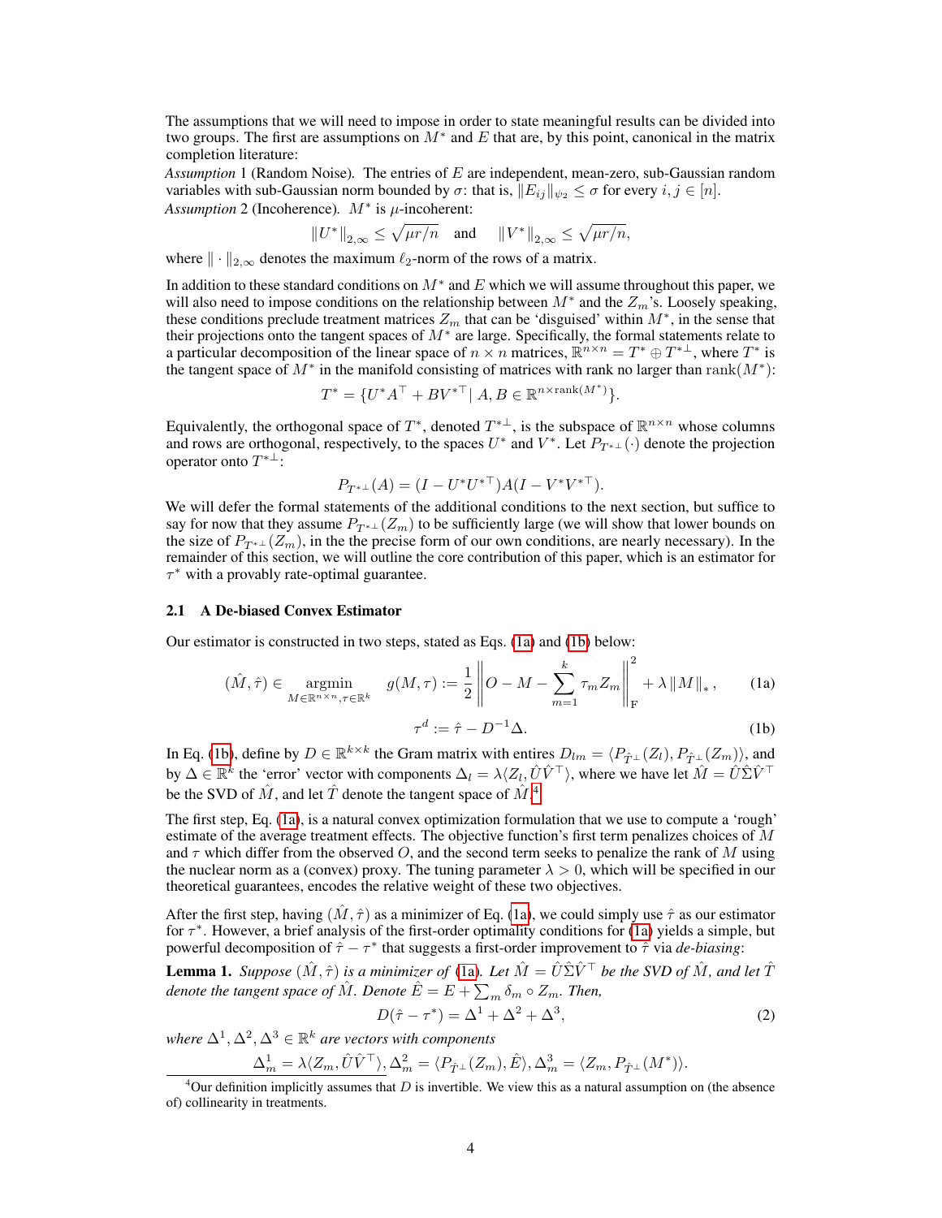The assumptions that we will need to impose in order to state meaningful results can be divided into two groups. The first are assumptions on $M^*$ and $E$ that are, by this point, canonical in the matrix completion literature:

*Assumption* 1 (Random Noise). The entries of $E$ are independent, mean-zero, sub-Gaussian random variables with sub-Gaussian norm bounded by $\sigma$: that is, $\|E_{ij}\|_{\psi_2} \leq \sigma$ for every $i, j \in [n]$.

*Assumption* 2 (Incoherence). $M^*$ is $\mu$-incoherent:

$$\|U^*\|_{2,\infty} \leq \sqrt{\mu r/n} \quad \text{and} \quad \|V^*\|_{2,\infty} \leq \sqrt{\mu r/n},$$

where $\|\cdot\|_{2,\infty}$ denotes the maximum $\ell_2$-norm of the rows of a matrix.

In addition to these standard conditions on $M^*$ and $E$ which we will assume throughout this paper, we will also need to impose conditions on the relationship between $M^*$ and the $Z_m$'s. Loosely speaking, these conditions preclude treatment matrices $Z_m$ that can be 'disguised' within $M^*$, in the sense that their projections onto the tangent spaces of $M^*$ are large. Specifically, the formal statements relate to a particular decomposition of the linear space of $n \times n$ matrices, $\mathbb{R}^{n\times n} = T^* \oplus T^{*\perp}$, where $T^*$ is the tangent space of $M^*$ in the manifold consisting of matrices with rank no larger than $\text{rank}(M^*)$:

$$T^* = \{U^* A^\top + B V^{*\top} \mid A, B \in \mathbb{R}^{n \times \text{rank}(M^*)}\}.$$

Equivalently, the orthogonal space of $T^*$, denoted $T^{*\perp}$, is the subspace of $\mathbb{R}^{n\times n}$ whose columns and rows are orthogonal, respectively, to the spaces $U^*$ and $V^*$. Let $P_{T^{*\perp}}(\cdot)$ denote the projection operator onto $T^{*\perp}$:

$$P_{T^{*\perp}}(A) = (I - U^* U^{*\top}) A (I - V^* V^{*\top}).$$

We will defer the formal statements of the additional conditions to the next section, but suffice to say for now that they assume $P_{T^{*\perp}}(Z_m)$ to be sufficiently large (we will show that lower bounds on the size of $P_{T^{*\perp}}(Z_m)$, in the the precise form of our own conditions, are nearly necessary). In the remainder of this section, we will outline the core contribution of this paper, which is an estimator for $\tau^*$ with a provably rate-optimal guarantee.

### 2.1 A De-biased Convex Estimator

Our estimator is constructed in two steps, stated as Eqs. (1a) and (1b) below:

$$(\hat{M}, \hat{\tau}) \in \underset{M \in \mathbb{R}^{n\times n}, \tau \in \mathbb{R}^k}{\operatorname{argmin}} \quad g(M, \tau) := \frac{1}{2} \left\| O - M - \sum_{m=1}^{k} \tau_m Z_m \right\|_{\text{F}}^2 + \lambda \|M\|_*, \tag{1a}$$

$$\tau^d := \hat{\tau} - D^{-1}\Delta. \tag{1b}$$

In Eq. (1b), define by $D \in \mathbb{R}^{k\times k}$ the Gram matrix with entires $D_{lm} = \langle P_{\hat{T}^\perp}(Z_l), P_{\hat{T}^\perp}(Z_m)\rangle$, and by $\Delta \in \mathbb{R}^k$ the 'error' vector with components $\Delta_l = \lambda \langle Z_l, \hat{U}\hat{V}^\top\rangle$, where we have let $\hat{M} = \hat{U}\hat{\Sigma}\hat{V}^\top$ be the SVD of $\hat{M}$, and let $\hat{T}$ denote the tangent space of $\hat{M}$.[4]

The first step, Eq. (1a), is a natural convex optimization formulation that we use to compute a 'rough' estimate of the average treatment effects. The objective function's first term penalizes choices of $M$ and $\tau$ which differ from the observed $O$, and the second term seeks to penalize the rank of $M$ using the nuclear norm as a (convex) proxy. The tuning parameter $\lambda > 0$, which will be specified in our theoretical guarantees, encodes the relative weight of these two objectives.

After the first step, having $(\hat{M}, \hat{\tau})$ as a minimizer of Eq. (1a), we could simply use $\hat{\tau}$ as our estimator for $\tau^*$. However, a brief analysis of the first-order optimality conditions for (1a) yields a simple, but powerful decomposition of $\hat{\tau} - \tau^*$ that suggests a first-order improvement to $\hat{\tau}$ via *de-biasing*:

**Lemma 1.** *Suppose $(\hat{M}, \hat{\tau})$ is a minimizer of (1a). Let $\hat{M} = \hat{U}\hat{\Sigma}\hat{V}^\top$ be the SVD of $\hat{M}$, and let $\hat{T}$ denote the tangent space of $\hat{M}$. Denote $\hat{E} = E + \sum_m \delta_m \circ Z_m$. Then,*

$$D(\hat{\tau} - \tau^*) = \Delta^1 + \Delta^2 + \Delta^3, \tag{2}$$

*where $\Delta^1, \Delta^2, \Delta^3 \in \mathbb{R}^k$ are vectors with components*

$$\Delta^1_m = \lambda \langle Z_m, \hat{U}\hat{V}^\top\rangle, \Delta^2_m = \langle P_{\hat{T}^\perp}(Z_m), \hat{E}\rangle, \Delta^3_m = \langle Z_m, P_{\hat{T}^\perp}(M^*)\rangle.$$

[4] Our definition implicitly assumes that $D$ is invertible. We view this as a natural assumption on (the absence of) collinearity in treatments.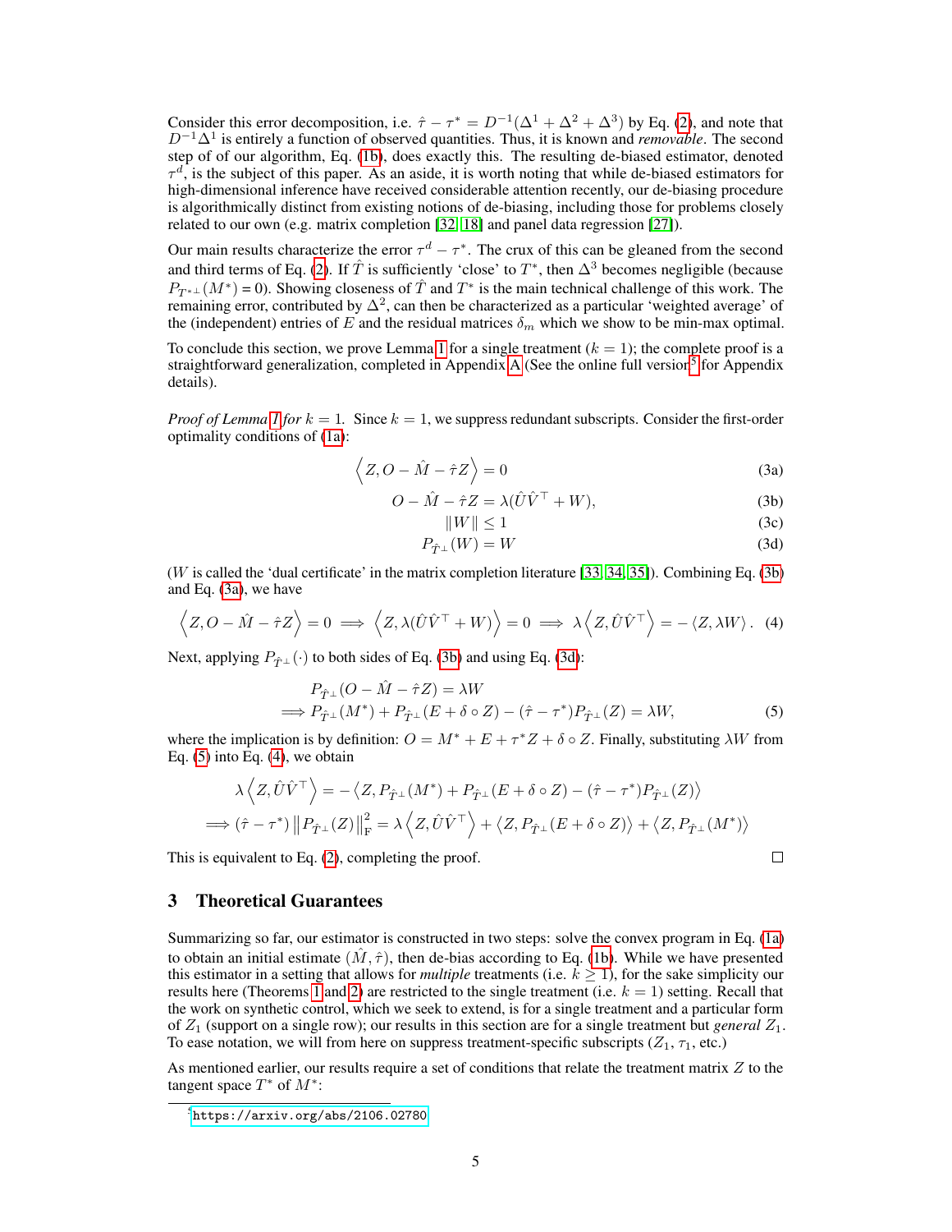Consider this error decomposition, i.e. $\hat{\tau} - \tau^* = D^{-1}(\Delta^1 + \Delta^2 + \Delta^3)$ by Eq. (2), and note that $D^{-1}\Delta^1$ is entirely a function of observed quantities. Thus, it is known and *removable*. The second step of of our algorithm, Eq. (1b), does exactly this. The resulting de-biased estimator, denoted $\tau^d$, is the subject of this paper. As an aside, it is worth noting that while de-biased estimators for high-dimensional inference have received considerable attention recently, our de-biasing procedure is algorithmically distinct from existing notions of de-biasing, including those for problems closely related to our own (e.g. matrix completion [32, 18] and panel data regression [27]).

Our main results characterize the error $\tau^d - \tau^*$. The crux of this can be gleaned from the second and third terms of Eq. (2). If $\hat{T}$ is sufficiently 'close' to $T^*$, then $\Delta^3$ becomes negligible (because $P_{T^{*\perp}}(M^*) = 0$). Showing closeness of $\hat{T}$ and $T^*$ is the main technical challenge of this work. The remaining error, contributed by $\Delta^2$, can then be characterized as a particular 'weighted average' of the (independent) entries of $E$ and the residual matrices $\delta_m$ which we show to be min-max optimal.

To conclude this section, we prove Lemma 1 for a single treatment ($k = 1$); the complete proof is a straightforward generalization, completed in Appendix A (See the online full version[5] for Appendix details).

*Proof of Lemma 1 for* $k = 1$. Since $k = 1$, we suppress redundant subscripts. Consider the first-order optimality conditions of (1a):

$$\left\langle Z, O - \hat{M} - \hat{\tau} Z \right\rangle = 0 \tag{3a}$$

$$O - \hat{M} - \hat{\tau} Z = \lambda(\hat{U}\hat{V}^\top + W), \tag{3b}$$

$$\|W\| \leq 1 \tag{3c}$$

$$P_{\hat{T}^\perp}(W) = W \tag{3d}$$

($W$ is called the 'dual certificate' in the matrix completion literature [33, 34, 35]). Combining Eq. (3b) and Eq. (3a), we have

$$\left\langle Z, O - \hat{M} - \hat{\tau} Z \right\rangle = 0 \implies \left\langle Z, \lambda(\hat{U}\hat{V}^\top + W) \right\rangle = 0 \implies \lambda \left\langle Z, \hat{U}\hat{V}^\top \right\rangle = -\left\langle Z, \lambda W \right\rangle. \tag{4}$$

Next, applying $P_{\hat{T}^\perp}(\cdot)$ to both sides of Eq. (3b) and using Eq. (3d):

$$\begin{aligned} & P_{\hat{T}^\perp}(O - \hat{M} - \hat{\tau} Z) = \lambda W \\ \implies & P_{\hat{T}^\perp}(M^*) + P_{\hat{T}^\perp}(E + \delta \circ Z) - (\hat{\tau} - \tau^*) P_{\hat{T}^\perp}(Z) = \lambda W, \end{aligned} \tag{5}$$

where the implication is by definition: $O = M^* + E + \tau^* Z + \delta \circ Z$. Finally, substituting $\lambda W$ from Eq. (5) into Eq. (4), we obtain

$$\begin{aligned} & \lambda \left\langle Z, \hat{U}\hat{V}^\top \right\rangle = -\left\langle Z, P_{\hat{T}^\perp}(M^*) + P_{\hat{T}^\perp}(E + \delta \circ Z) - (\hat{\tau} - \tau^*) P_{\hat{T}^\perp}(Z) \right\rangle \\ \implies & (\hat{\tau} - \tau^*) \left\| P_{\hat{T}^\perp}(Z) \right\|_{\mathrm{F}}^2 = \lambda \left\langle Z, \hat{U}\hat{V}^\top \right\rangle + \left\langle Z, P_{\hat{T}^\perp}(E + \delta \circ Z) \right\rangle + \left\langle Z, P_{\hat{T}^\perp}(M^*) \right\rangle \end{aligned}$$

This is equivalent to Eq. (2), completing the proof. □

## 3 Theoretical Guarantees

Summarizing so far, our estimator is constructed in two steps: solve the convex program in Eq. (1a) to obtain an initial estimate $(\hat{M}, \hat{\tau})$, then de-bias according to Eq. (1b). While we have presented this estimator in a setting that allows for *multiple* treatments (i.e. $k \geq 1$), for the sake simplicity our results here (Theorems 1 and 2) are restricted to the single treatment (i.e. $k = 1$) setting. Recall that the work on synthetic control, which we seek to extend, is for a single treatment and a particular form of $Z_1$ (support on a single row); our results in this section are for a single treatment but *general* $Z_1$. To ease notation, we will from here on suppress treatment-specific subscripts ($Z_1$, $\tau_1$, etc.)

As mentioned earlier, our results require a set of conditions that relate the treatment matrix $Z$ to the tangent space $T^*$ of $M^*$:

[5] https://arxiv.org/abs/2106.02780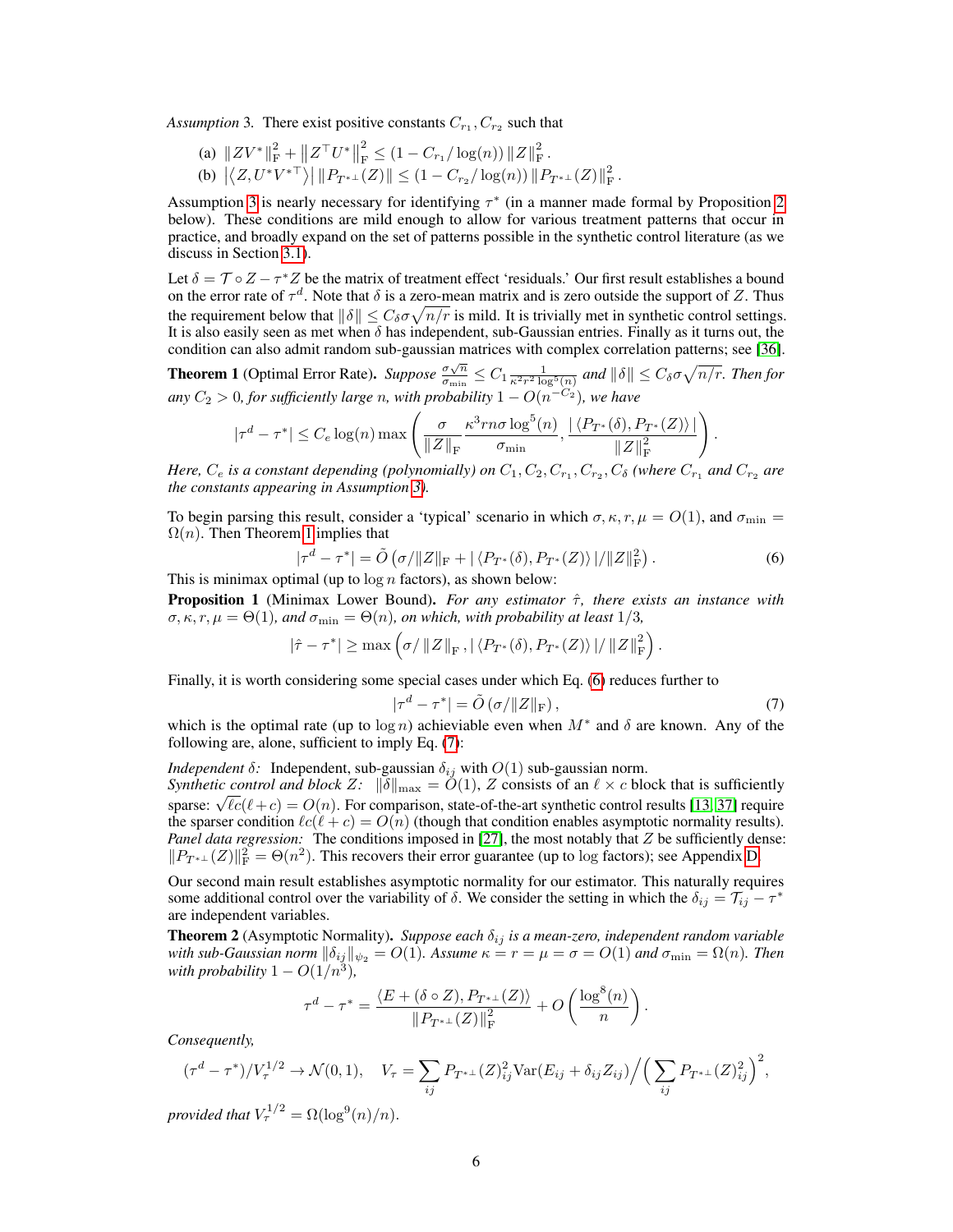*Assumption* 3. There exist positive constants $C_{r_1}, C_{r_2}$ such that

(a) $\|ZV^*\|_{\mathrm{F}}^2 + \|Z^\top U^*\|_{\mathrm{F}}^2 \leq (1 - C_{r_1}/\log(n)) \|Z\|_{\mathrm{F}}^2$.

(b) $|\langle Z, U^* V^{*\top}\rangle| \, \|P_{T^{*\perp}}(Z)\| \leq (1 - C_{r_2}/\log(n)) \|P_{T^{*\perp}}(Z)\|_{\mathrm{F}}^2$.

Assumption 3 is nearly necessary for identifying $\tau^*$ (in a manner made formal by Proposition 2 below). These conditions are mild enough to allow for various treatment patterns that occur in practice, and broadly expand on the set of patterns possible in the synthetic control literature (as we discuss in Section 3.1).

Let $\delta = \mathcal{T} \circ Z - \tau^* Z$ be the matrix of treatment effect 'residuals.' Our first result establishes a bound on the error rate of $\tau^d$. Note that $\delta$ is a zero-mean matrix and is zero outside the support of $Z$. Thus the requirement below that $\|\delta\| \leq C_\delta \sigma \sqrt{n/r}$ is mild. It is trivially met in synthetic control settings. It is also easily seen as met when $\delta$ has independent, sub-Gaussian entries. Finally as it turns out, the condition can also admit random sub-gaussian matrices with complex correlation patterns; see [36].

**Theorem 1** (Optimal Error Rate). *Suppose* $\frac{\sigma\sqrt{n}}{\sigma_{\min}} \leq C_1 \frac{1}{\kappa^2 r^2 \log^5(n)}$ *and* $\|\delta\| \leq C_\delta \sigma \sqrt{n/r}$. *Then for any* $C_2 > 0$*, for sufficiently large* $n$*, with probability* $1 - O(n^{-C_2})$*, we have*

$$|\tau^d - \tau^*| \leq C_e \log(n) \max\left( \frac{\sigma}{\|Z\|_{\mathrm{F}}} \frac{\kappa^3 rn\sigma \log^5(n)}{\sigma_{\min}}, \frac{|\langle P_{T^*}(\delta), P_{T^*}(Z)\rangle|}{\|Z\|_{\mathrm{F}}^2} \right).$$

*Here,* $C_e$ *is a constant depending (polynomially) on* $C_1, C_2, C_{r_1}, C_{r_2}, C_\delta$ *(where* $C_{r_1}$ *and* $C_{r_2}$ *are the constants appearing in Assumption 3).*

To begin parsing this result, consider a 'typical' scenario in which $\sigma, \kappa, r, \mu = O(1)$, and $\sigma_{\min} = \Omega(n)$. Then Theorem 1 implies that

$$|\tau^d - \tau^*| = \tilde{O}\left(\sigma/\|Z\|_{\mathrm{F}} + |\langle P_{T^*}(\delta), P_{T^*}(Z)\rangle|/\|Z\|_{\mathrm{F}}^2\right). \tag{6}$$

This is minimax optimal (up to $\log n$ factors), as shown below:

**Proposition 1** (Minimax Lower Bound). *For any estimator* $\hat{\tau}$*, there exists an instance with* $\sigma, \kappa, r, \mu = \Theta(1)$*, and* $\sigma_{\min} = \Theta(n)$*, on which, with probability at least* $1/3$*,*

$$|\hat{\tau} - \tau^*| \geq \max\left(\sigma/\|Z\|_{\mathrm{F}}, |\langle P_{T^*}(\delta), P_{T^*}(Z)\rangle|/\|Z\|_{\mathrm{F}}^2\right).$$

Finally, it is worth considering some special cases under which Eq. (6) reduces further to

$$|\tau^d - \tau^*| = \tilde{O}\left(\sigma/\|Z\|_{\mathrm{F}}\right), \tag{7}$$

which is the optimal rate (up to $\log n$) achievable even when $M^*$ and $\delta$ are known. Any of the following are, alone, sufficient to imply Eq. (7):

*Independent* $\delta$*:* Independent, sub-gaussian $\delta_{ij}$ with $O(1)$ sub-gaussian norm.
*Synthetic control and block* $Z$*:* $\|\delta\|_{\max} = O(1)$, $Z$ consists of an $\ell \times c$ block that is sufficiently sparse: $\sqrt{\ell c}(\ell + c) = O(n)$. For comparison, state-of-the-art synthetic control results [13, 37] require the sparser condition $\ell c(\ell + c) = O(n)$ (though that condition enables asymptotic normality results).
*Panel data regression:* The conditions imposed in [27], the most notably that $Z$ be sufficiently dense: $\|P_{T^{*\perp}}(Z)\|_{\mathrm{F}}^2 = \Theta(n^2)$. This recovers their error guarantee (up to log factors); see Appendix D.

Our second main result establishes asymptotic normality for our estimator. This naturally requires some additional control over the variability of $\delta$. We consider the setting in which the $\delta_{ij} = \mathcal{T}_{ij} - \tau^*$ are independent variables.

**Theorem 2** (Asymptotic Normality). *Suppose each* $\delta_{ij}$ *is a mean-zero, independent random variable with sub-Gaussian norm* $\|\delta_{ij}\|_{\psi_2} = O(1)$*. Assume* $\kappa = r = \mu = \sigma = O(1)$ *and* $\sigma_{\min} = \Omega(n)$*. Then with probability* $1 - O(1/n^3)$*,*

$$\tau^d - \tau^* = \frac{\langle E + (\delta \circ Z), P_{T^{*\perp}}(Z)\rangle}{\|P_{T^{*\perp}}(Z)\|_{\mathrm{F}}^2} + O\left(\frac{\log^8(n)}{n}\right).$$

*Consequently,*

$$(\tau^d - \tau^*)/V_\tau^{1/2} \to \mathcal{N}(0, 1), \quad V_\tau = \sum_{ij} P_{T^{*\perp}}(Z)_{ij}^2 \mathrm{Var}(E_{ij} + \delta_{ij} Z_{ij}) \Big/ \Big(\sum_{ij} P_{T^{*\perp}}(Z)_{ij}^2\Big)^2,$$

*provided that* $V_\tau^{1/2} = \Omega(\log^9(n)/n)$.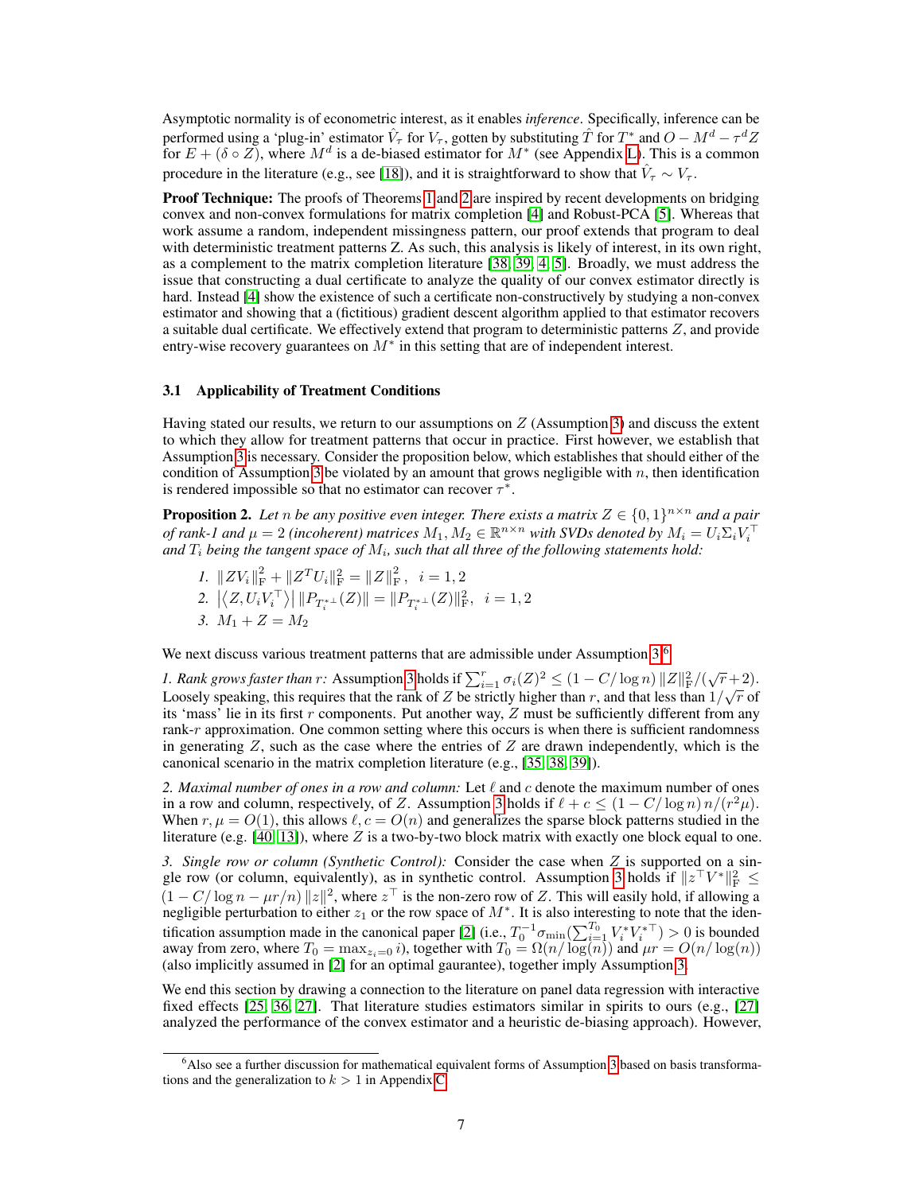Asymptotic normality is of econometric interest, as it enables *inference*. Specifically, inference can be performed using a 'plug-in' estimator $\hat{V}_\tau$ for $V_\tau$, gotten by substituting $\hat{T}$ for $T^*$ and $O - M^d - \tau^d Z$ for $E + (\delta \circ Z)$, where $M^d$ is a de-biased estimator for $M^*$ (see Appendix L). This is a common procedure in the literature (e.g., see [18]), and it is straightforward to show that $\hat{V}_\tau \sim V_\tau$.

**Proof Technique:** The proofs of Theorems 1 and 2 are inspired by recent developments on bridging convex and non-convex formulations for matrix completion [4] and Robust-PCA [5]. Whereas that work assume a random, independent missingness pattern, our proof extends that program to deal with deterministic treatment patterns Z. As such, this analysis is likely of interest, in its own right, as a complement to the matrix completion literature [38, 39, 4, 5]. Broadly, we must address the issue that constructing a dual certificate to analyze the quality of our convex estimator directly is hard. Instead [4] show the existence of such a certificate non-constructively by studying a non-convex estimator and showing that a (fictitious) gradient descent algorithm applied to that estimator recovers a suitable dual certificate. We effectively extend that program to deterministic patterns $Z$, and provide entry-wise recovery guarantees on $M^*$ in this setting that are of independent interest.

### 3.1 Applicability of Treatment Conditions

Having stated our results, we return to our assumptions on $Z$ (Assumption 3) and discuss the extent to which they allow for treatment patterns that occur in practice. First however, we establish that Assumption 3 is necessary. Consider the proposition below, which establishes that should either of the condition of Assumption 3 be violated by an amount that grows negligible with $n$, then identification is rendered impossible so that no estimator can recover $\tau^*$.

**Proposition 2.** *Let $n$ be any positive even integer. There exists a matrix $Z \in \{0,1\}^{n\times n}$ and a pair of rank-1 and $\mu = 2$ (incoherent) matrices $M_1, M_2 \in \mathbb{R}^{n\times n}$ with SVDs denoted by $M_i = U_i \Sigma_i V_i^\top$ and $T_i$ being the tangent space of $M_i$, such that all three of the following statements hold:*

1. $\|ZV_i\|_{\mathrm{F}}^2 + \|Z^T U_i\|_{\mathrm{F}}^2 = \|Z\|_{\mathrm{F}}^2, \quad i = 1, 2$
2. $\left|\left\langle Z, U_i V_i^\top \right\rangle\right| \|P_{T_i^{*\perp}}(Z)\| = \|P_{T_i^{*\perp}}(Z)\|_{\mathrm{F}}^2, \quad i = 1, 2$
3. $M_1 + Z = M_2$

We next discuss various treatment patterns that are admissible under Assumption 3.[6]

*1. Rank grows faster than $r$:* Assumption 3 holds if $\sum_{i=1}^r \sigma_i(Z)^2 \leq (1 - C/\log n)\, \|Z\|_{\mathrm{F}}^2/(\sqrt{r}+2)$. Loosely speaking, this requires that the rank of $Z$ be strictly higher than $r$, and that less than $1/\sqrt{r}$ of its 'mass' lie in its first $r$ components. Put another way, $Z$ must be sufficiently different from any rank-$r$ approximation. One common setting where this occurs is when there is sufficient randomness in generating $Z$, such as the case where the entries of $Z$ are drawn independently, which is the canonical scenario in the matrix completion literature (e.g., [35, 38, 39]).

*2. Maximal number of ones in a row and column:* Let $\ell$ and $c$ denote the maximum number of ones in a row and column, respectively, of $Z$. Assumption 3 holds if $\ell + c \leq (1 - C/\log n)\, n/(r^2\mu)$. When $r, \mu = O(1)$, this allows $\ell, c = O(n)$ and generalizes the sparse block patterns studied in the literature (e.g. [40, 13]), where $Z$ is a two-by-two block matrix with exactly one block equal to one.

*3. Single row or column (Synthetic Control):* Consider the case when $Z$ is supported on a single row (or column, equivalently), as in synthetic control. Assumption 3 holds if $\|z^\top V^*\|_{\mathrm{F}}^2 \leq (1 - C/\log n - \mu r/n)\, \|z\|^2$, where $z^\top$ is the non-zero row of $Z$. This will easily hold, if allowing a negligible perturbation to either $z_1$ or the row space of $M^*$. It is also interesting to note that the identification assumption made in the canonical paper [2] (i.e., $T_0^{-1}\sigma_{\min}(\sum_{i=1}^{T_0} V_i^* V_i^{*\top}) > 0$ is bounded away from zero, where $T_0 = \max_{z_i=0} i$), together with $T_0 = \Omega(n/\log(n))$ and $\mu r = O(n/\log(n))$ (also implicitly assumed in [2] for an optimal gaurantee), together imply Assumption 3.

We end this section by drawing a connection to the literature on panel data regression with interactive fixed effects [25, 36, 27]. That literature studies estimators similar in spirits to ours (e.g., [27] analyzed the performance of the convex estimator and a heuristic de-biasing approach). However,

[6] Also see a further discussion for mathematical equivalent forms of Assumption 3 based on basis transformations and the generalization to $k > 1$ in Appendix C.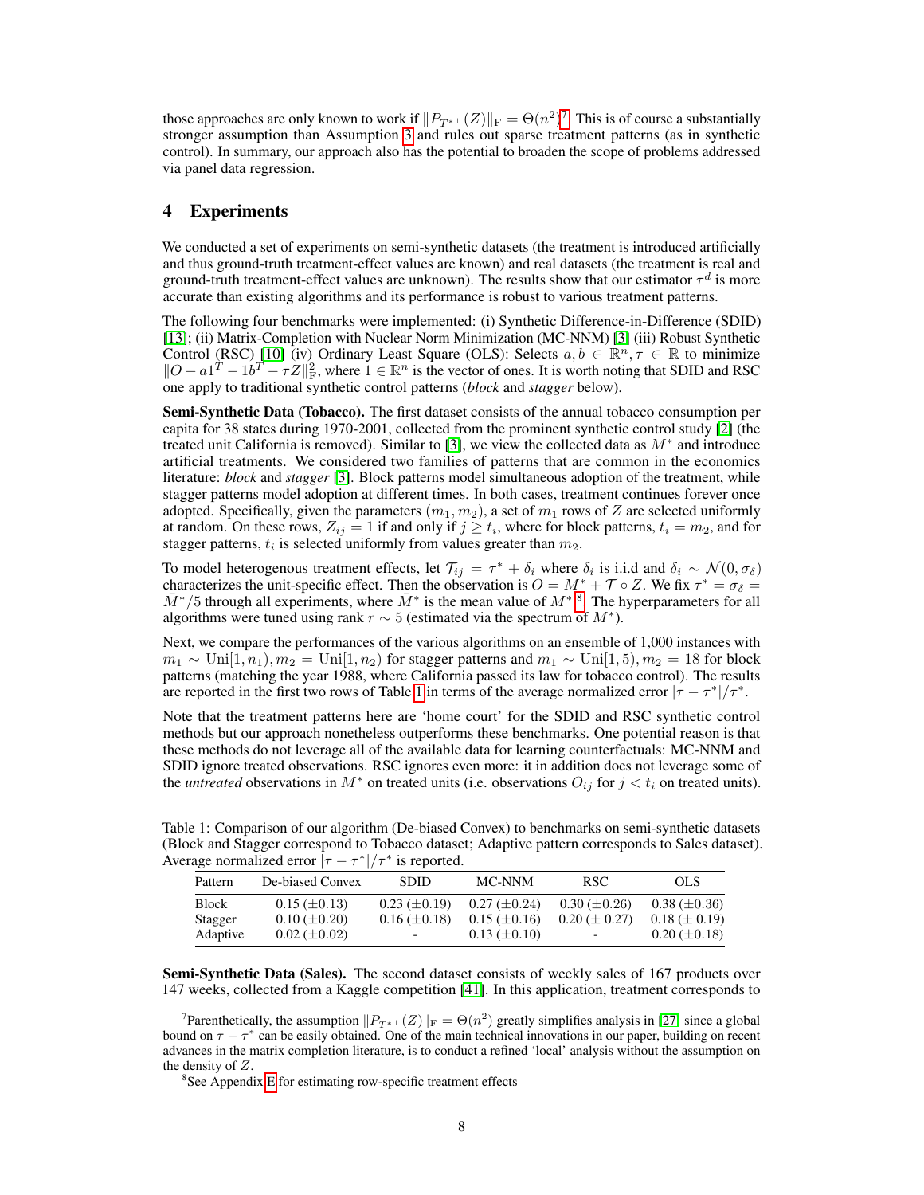those approaches are only known to work if $\|P_{T^{*\perp}}(Z)\|_{\rm F} = \Theta(n^2)$[7]. This is of course a substantially stronger assumption than Assumption 3 and rules out sparse treatment patterns (as in synthetic control). In summary, our approach also has the potential to broaden the scope of problems addressed via panel data regression.

## 4 Experiments

We conducted a set of experiments on semi-synthetic datasets (the treatment is introduced artificially and thus ground-truth treatment-effect values are known) and real datasets (the treatment is real and ground-truth treatment-effect values are unknown). The results show that our estimator $\tau^d$ is more accurate than existing algorithms and its performance is robust to various treatment patterns.

The following four benchmarks were implemented: (i) Synthetic Difference-in-Difference (SDID) [13]; (ii) Matrix-Completion with Nuclear Norm Minimization (MC-NNM) [3] (iii) Robust Synthetic Control (RSC) [10] (iv) Ordinary Least Square (OLS): Selects $a, b \in \mathbb{R}^n, \tau \in \mathbb{R}$ to minimize $\|O - a1^T - 1b^T - \tau Z\|_{\rm F}^2$, where $1 \in \mathbb{R}^n$ is the vector of ones. It is worth noting that SDID and RSC one apply to traditional synthetic control patterns (*block* and *stagger* below).

**Semi-Synthetic Data (Tobacco).** The first dataset consists of the annual tobacco consumption per capita for 38 states during 1970-2001, collected from the prominent synthetic control study [2] (the treated unit California is removed). Similar to [3], we view the collected data as $M^*$ and introduce artificial treatments. We considered two families of patterns that are common in the economics literature: *block* and *stagger* [3]. Block patterns model simultaneous adoption of the treatment, while stagger patterns model adoption at different times. In both cases, treatment continues forever once adopted. Specifically, given the parameters $(m_1, m_2)$, a set of $m_1$ rows of $Z$ are selected uniformly at random. On these rows, $Z_{ij} = 1$ if and only if $j \geq t_i$, where for block patterns, $t_i = m_2$, and for stagger patterns, $t_i$ is selected uniformly from values greater than $m_2$.

To model heterogenous treatment effects, let $\mathcal{T}_{ij} = \tau^* + \delta_i$ where $\delta_i$ is i.i.d and $\delta_i \sim \mathcal{N}(0, \sigma_\delta)$ characterizes the unit-specific effect. Then the observation is $O = M^* + \mathcal{T} \circ Z$. We fix $\tau^* = \sigma_\delta = \bar{M}^*/5$ through all experiments, where $\bar{M}^*$ is the mean value of $M^*$[8]. The hyperparameters for all algorithms were tuned using rank $r \sim 5$ (estimated via the spectrum of $M^*$).

Next, we compare the performances of the various algorithms on an ensemble of 1,000 instances with $m_1 \sim \text{Uni}[1, n_1), m_2 = \text{Uni}[1, n_2)$ for stagger patterns and $m_1 \sim \text{Uni}[1, 5), m_2 = 18$ for block patterns (matching the year 1988, where California passed its law for tobacco control). The results are reported in the first two rows of Table 1 in terms of the average normalized error $|\tau - \tau^*|/\tau^*$.

Note that the treatment patterns here are 'home court' for the SDID and RSC synthetic control methods but our approach nonetheless outperforms these benchmarks. One potential reason is that these methods do not leverage all of the available data for learning counterfactuals: MC-NNM and SDID ignore treated observations. RSC ignores even more: it in addition does not leverage some of the *untreated* observations in $M^*$ on treated units (i.e. observations $O_{ij}$ for $j < t_i$ on treated units).

Table 1: Comparison of our algorithm (De-biased Convex) to benchmarks on semi-synthetic datasets (Block and Stagger correspond to Tobacco dataset; Adaptive pattern corresponds to Sales dataset). Average normalized error $|\tau - \tau^*|/\tau^*$ is reported.

| Pattern | De-biased Convex | SDID | MC-NNM | RSC | OLS |
|---|---|---|---|---|---|
| Block | 0.15 ($\pm$0.13) | 0.23 ($\pm$0.19) | 0.27 ($\pm$0.24) | 0.30 ($\pm$0.26) | 0.38 ($\pm$0.36) |
| Stagger | 0.10 ($\pm$0.20) | 0.16 ($\pm$0.18) | 0.15 ($\pm$0.16) | 0.20 ($\pm$ 0.27) | 0.18 ($\pm$ 0.19) |
| Adaptive | 0.02 ($\pm$0.02) | - | 0.13 ($\pm$0.10) | - | 0.20 ($\pm$0.18) |

**Semi-Synthetic Data (Sales).** The second dataset consists of weekly sales of 167 products over 147 weeks, collected from a Kaggle competition [41]. In this application, treatment corresponds to

[7] Parenthetically, the assumption $\|P_{T^{*\perp}}(Z)\|_{\rm F} = \Theta(n^2)$ greatly simplifies analysis in [27] since a global bound on $\tau - \tau^*$ can be easily obtained. One of the main technical innovations in our paper, building on recent advances in the matrix completion literature, is to conduct a refined 'local' analysis without the assumption on the density of $Z$.

[8] See Appendix E for estimating row-specific treatment effects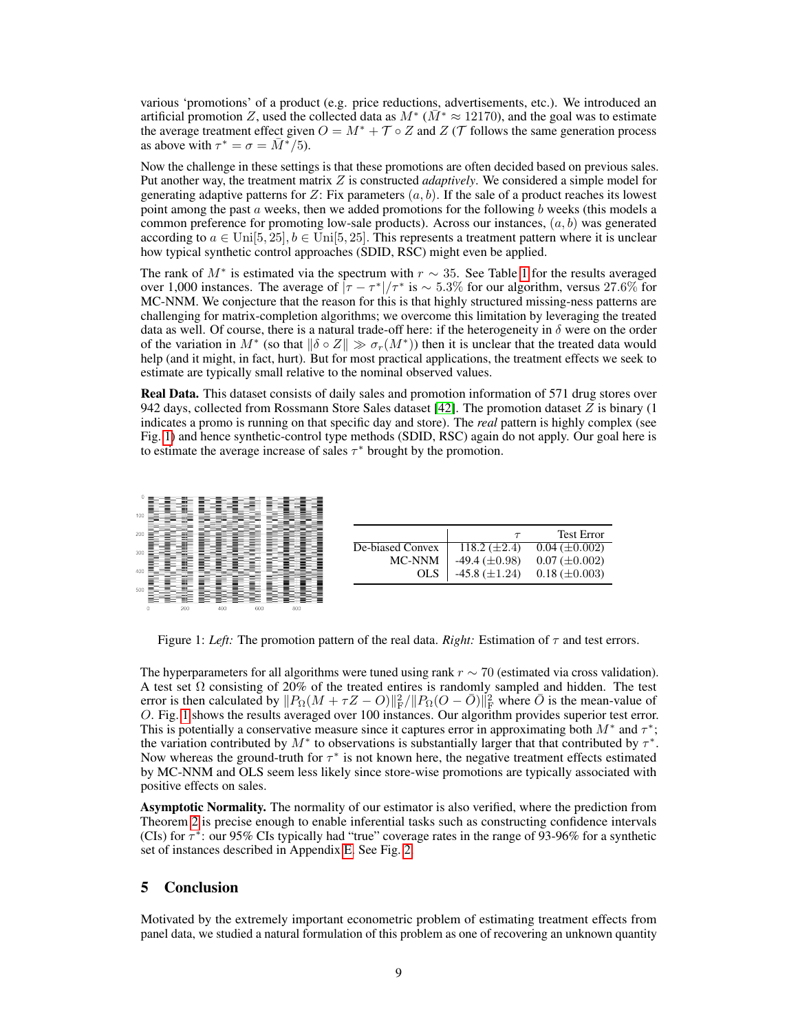various 'promotions' of a product (e.g. price reductions, advertisements, etc.). We introduced an artificial promotion $Z$, used the collected data as $M^*$ ($\bar{M}^* \approx 12170$), and the goal was to estimate the average treatment effect given $O = M^* + \mathcal{T} \circ Z$ and $Z$ ($\mathcal{T}$ follows the same generation process as above with $\tau^* = \sigma = \bar{M}^*/5$).

Now the challenge in these settings is that these promotions are often decided based on previous sales. Put another way, the treatment matrix $Z$ is constructed *adaptively*. We considered a simple model for generating adaptive patterns for $Z$: Fix parameters $(a, b)$. If the sale of a product reaches its lowest point among the past $a$ weeks, then we added promotions for the following $b$ weeks (this models a common preference for promoting low-sale products). Across our instances, $(a, b)$ was generated according to $a \in \text{Uni}[5, 25], b \in \text{Uni}[5, 25]$. This represents a treatment pattern where it is unclear how typical synthetic control approaches (SDID, RSC) might even be applied.

The rank of $M^*$ is estimated via the spectrum with $r \sim 35$. See Table 1 for the results averaged over 1,000 instances. The average of $|\tau - \tau^*|/\tau^*$ is $\sim 5.3\%$ for our algorithm, versus $27.6\%$ for MC-NNM. We conjecture that the reason for this is that highly structured missing-ness patterns are challenging for matrix-completion algorithms; we overcome this limitation by leveraging the treated data as well. Of course, there is a natural trade-off here: if the heterogeneity in $\delta$ were on the order of the variation in $M^*$ (so that $\|\delta \circ Z\| \gg \sigma_r(M^*)$) then it is unclear that the treated data would help (and it might, in fact, hurt). But for most practical applications, the treatment effects we seek to estimate are typically small relative to the nominal observed values.

**Real Data.** This dataset consists of daily sales and promotion information of 571 drug stores over 942 days, collected from Rossmann Store Sales dataset [42]. The promotion dataset $Z$ is binary (1 indicates a promo is running on that specific day and store). The *real* pattern is highly complex (see Fig. 1) and hence synthetic-control type methods (SDID, RSC) again do not apply. Our goal here is to estimate the average increase of sales $\tau^*$ brought by the promotion.

| | $\tau$ | Test Error |
|---|---|---|
| De-biased Convex | 118.2 ($\pm$2.4) | 0.04 ($\pm$0.002) |
| MC-NNM | -49.4 ($\pm$0.98) | 0.07 ($\pm$0.002) |
| OLS | -45.8 ($\pm$1.24) | 0.18 ($\pm$0.003) |

Figure 1: *Left:* The promotion pattern of the real data. *Right:* Estimation of $\tau$ and test errors.

The hyperparameters for all algorithms were tuned using rank $r \sim 70$ (estimated via cross validation). A test set $\Omega$ consisting of 20% of the treated entires is randomly sampled and hidden. The test error is then calculated by $\|P_\Omega(M + \tau Z - O)\|_F^2 / \|P_\Omega(O - \bar{O})\|_F^2$ where $\bar{O}$ is the mean-value of $O$. Fig. 1 shows the results averaged over 100 instances. Our algorithm provides superior test error. This is potentially a conservative measure since it captures error in approximating both $M^*$ and $\tau^*$; the variation contributed by $M^*$ to observations is substantially larger that that contributed by $\tau^*$. Now whereas the ground-truth for $\tau^*$ is not known here, the negative treatment effects estimated by MC-NNM and OLS seem less likely since store-wise promotions are typically associated with positive effects on sales.

**Asymptotic Normality.** The normality of our estimator is also verified, where the prediction from Theorem 2 is precise enough to enable inferential tasks such as constructing confidence intervals (CIs) for $\tau^*$: our 95% CIs typically had "true" coverage rates in the range of 93-96% for a synthetic set of instances described in Appendix E. See Fig. 2.

## 5 Conclusion

Motivated by the extremely important econometric problem of estimating treatment effects from panel data, we studied a natural formulation of this problem as one of recovering an unknown quantity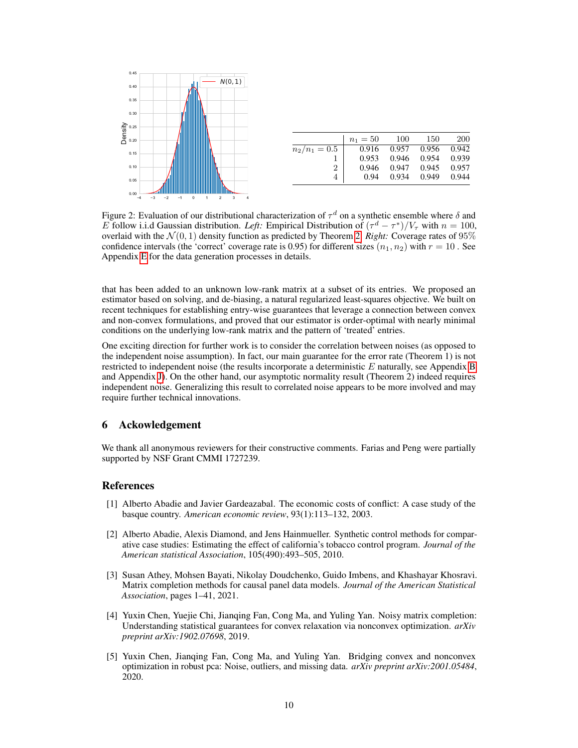|  | $n_1 = 50$ | 100 | 150 | 200 |
|---|---|---|---|---|
| $n_2/n_1 = 0.5$ | 0.916 | 0.957 | 0.956 | 0.942 |
| 1 | 0.953 | 0.946 | 0.954 | 0.939 |
| 2 | 0.946 | 0.947 | 0.945 | 0.957 |
| 4 | 0.94 | 0.934 | 0.949 | 0.944 |

Figure 2: Evaluation of our distributional characterization of $\tau^d$ on a synthetic ensemble where $\delta$ and $E$ follow i.i.d Gaussian distribution. *Left:* Empirical Distribution of $(\tau^d - \tau^*)/V_\tau$ with $n = 100$, overlaid with the $\mathcal{N}(0, 1)$ density function as predicted by Theorem 2. *Right:* Coverage rates of 95% confidence intervals (the 'correct' coverage rate is 0.95) for different sizes $(n_1, n_2)$ with $r = 10$ . See Appendix E for the data generation processes in details.

that has been added to an unknown low-rank matrix at a subset of its entries. We proposed an estimator based on solving, and de-biasing, a natural regularized least-squares objective. We built on recent techniques for establishing entry-wise guarantees that leverage a connection between convex and non-convex formulations, and proved that our estimator is order-optimal with nearly minimal conditions on the underlying low-rank matrix and the pattern of 'treated' entries.

One exciting direction for further work is to consider the correlation between noises (as opposed to the independent noise assumption). In fact, our main guarantee for the error rate (Theorem 1) is not restricted to independent noise (the results incorporate a deterministic $E$ naturally, see Appendix B and Appendix J). On the other hand, our asymptotic normality result (Theorem 2) indeed requires independent noise. Generalizing this result to correlated noise appears to be more involved and may require further technical innovations.

## 6 Ackowledgement

We thank all anonymous reviewers for their constructive comments. Farias and Peng were partially supported by NSF Grant CMMI 1727239.

## References

[1] Alberto Abadie and Javier Gardeazabal. The economic costs of conflict: A case study of the basque country. *American economic review*, 93(1):113–132, 2003.

[2] Alberto Abadie, Alexis Diamond, and Jens Hainmueller. Synthetic control methods for comparative case studies: Estimating the effect of california's tobacco control program. *Journal of the American statistical Association*, 105(490):493–505, 2010.

[3] Susan Athey, Mohsen Bayati, Nikolay Doudchenko, Guido Imbens, and Khashayar Khosravi. Matrix completion methods for causal panel data models. *Journal of the American Statistical Association*, pages 1–41, 2021.

[4] Yuxin Chen, Yuejie Chi, Jianqing Fan, Cong Ma, and Yuling Yan. Noisy matrix completion: Understanding statistical guarantees for convex relaxation via nonconvex optimization. *arXiv preprint arXiv:1902.07698*, 2019.

[5] Yuxin Chen, Jianqing Fan, Cong Ma, and Yuling Yan. Bridging convex and nonconvex optimization in robust pca: Noise, outliers, and missing data. *arXiv preprint arXiv:2001.05484*, 2020.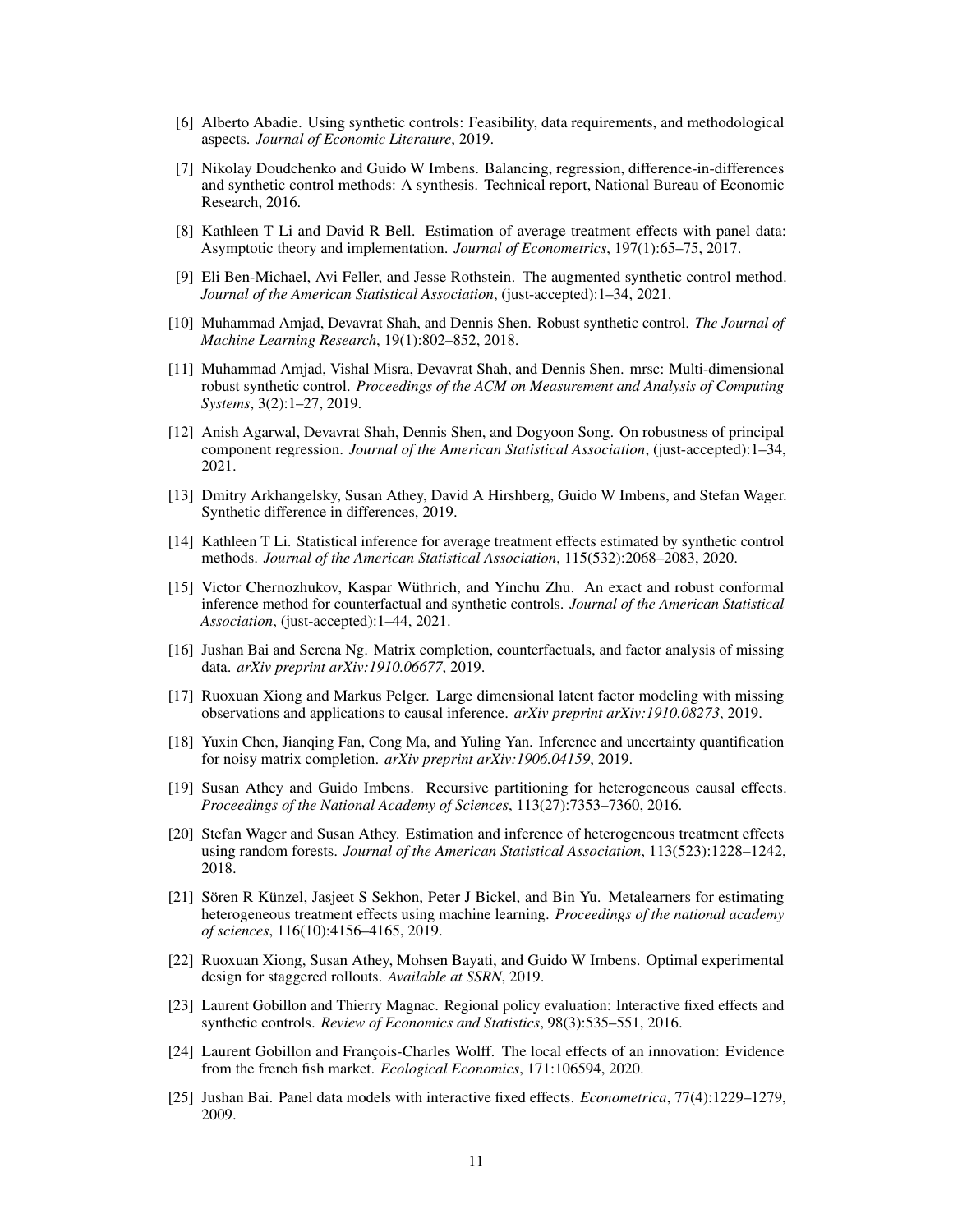[6] Alberto Abadie. Using synthetic controls: Feasibility, data requirements, and methodological aspects. *Journal of Economic Literature*, 2019.

[7] Nikolay Doudchenko and Guido W Imbens. Balancing, regression, difference-in-differences and synthetic control methods: A synthesis. Technical report, National Bureau of Economic Research, 2016.

[8] Kathleen T Li and David R Bell. Estimation of average treatment effects with panel data: Asymptotic theory and implementation. *Journal of Econometrics*, 197(1):65–75, 2017.

[9] Eli Ben-Michael, Avi Feller, and Jesse Rothstein. The augmented synthetic control method. *Journal of the American Statistical Association*, (just-accepted):1–34, 2021.

[10] Muhammad Amjad, Devavrat Shah, and Dennis Shen. Robust synthetic control. *The Journal of Machine Learning Research*, 19(1):802–852, 2018.

[11] Muhammad Amjad, Vishal Misra, Devavrat Shah, and Dennis Shen. mrsc: Multi-dimensional robust synthetic control. *Proceedings of the ACM on Measurement and Analysis of Computing Systems*, 3(2):1–27, 2019.

[12] Anish Agarwal, Devavrat Shah, Dennis Shen, and Dogyoon Song. On robustness of principal component regression. *Journal of the American Statistical Association*, (just-accepted):1–34, 2021.

[13] Dmitry Arkhangelsky, Susan Athey, David A Hirshberg, Guido W Imbens, and Stefan Wager. Synthetic difference in differences, 2019.

[14] Kathleen T Li. Statistical inference for average treatment effects estimated by synthetic control methods. *Journal of the American Statistical Association*, 115(532):2068–2083, 2020.

[15] Victor Chernozhukov, Kaspar Wüthrich, and Yinchu Zhu. An exact and robust conformal inference method for counterfactual and synthetic controls. *Journal of the American Statistical Association*, (just-accepted):1–44, 2021.

[16] Jushan Bai and Serena Ng. Matrix completion, counterfactuals, and factor analysis of missing data. *arXiv preprint arXiv:1910.06677*, 2019.

[17] Ruoxuan Xiong and Markus Pelger. Large dimensional latent factor modeling with missing observations and applications to causal inference. *arXiv preprint arXiv:1910.08273*, 2019.

[18] Yuxin Chen, Jianqing Fan, Cong Ma, and Yuling Yan. Inference and uncertainty quantification for noisy matrix completion. *arXiv preprint arXiv:1906.04159*, 2019.

[19] Susan Athey and Guido Imbens. Recursive partitioning for heterogeneous causal effects. *Proceedings of the National Academy of Sciences*, 113(27):7353–7360, 2016.

[20] Stefan Wager and Susan Athey. Estimation and inference of heterogeneous treatment effects using random forests. *Journal of the American Statistical Association*, 113(523):1228–1242, 2018.

[21] Sören R Künzel, Jasjeet S Sekhon, Peter J Bickel, and Bin Yu. Metalearners for estimating heterogeneous treatment effects using machine learning. *Proceedings of the national academy of sciences*, 116(10):4156–4165, 2019.

[22] Ruoxuan Xiong, Susan Athey, Mohsen Bayati, and Guido W Imbens. Optimal experimental design for staggered rollouts. *Available at SSRN*, 2019.

[23] Laurent Gobillon and Thierry Magnac. Regional policy evaluation: Interactive fixed effects and synthetic controls. *Review of Economics and Statistics*, 98(3):535–551, 2016.

[24] Laurent Gobillon and François-Charles Wolff. The local effects of an innovation: Evidence from the french fish market. *Ecological Economics*, 171:106594, 2020.

[25] Jushan Bai. Panel data models with interactive fixed effects. *Econometrica*, 77(4):1229–1279, 2009.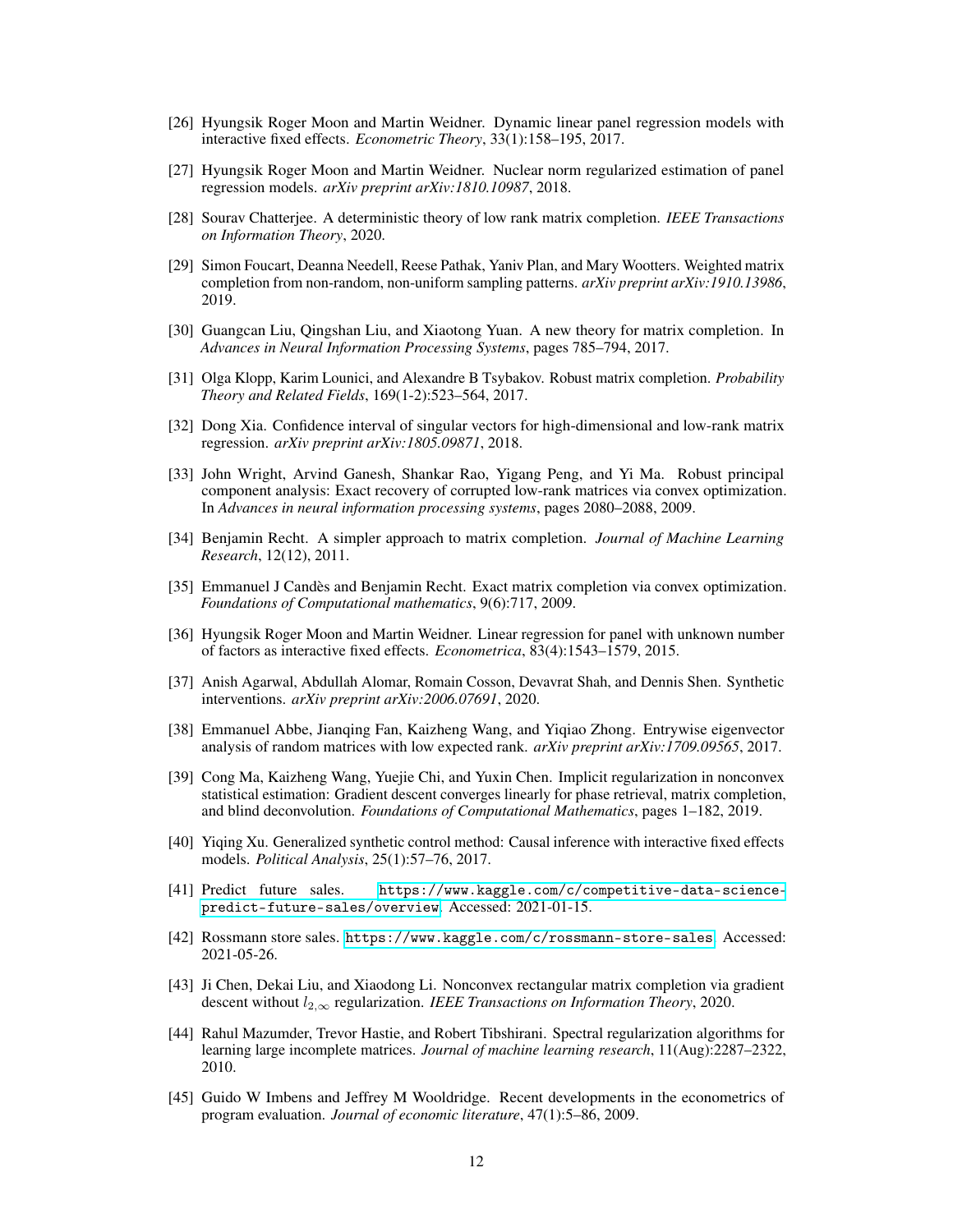[26] Hyungsik Roger Moon and Martin Weidner. Dynamic linear panel regression models with interactive fixed effects. *Econometric Theory*, 33(1):158–195, 2017.

[27] Hyungsik Roger Moon and Martin Weidner. Nuclear norm regularized estimation of panel regression models. *arXiv preprint arXiv:1810.10987*, 2018.

[28] Sourav Chatterjee. A deterministic theory of low rank matrix completion. *IEEE Transactions on Information Theory*, 2020.

[29] Simon Foucart, Deanna Needell, Reese Pathak, Yaniv Plan, and Mary Wootters. Weighted matrix completion from non-random, non-uniform sampling patterns. *arXiv preprint arXiv:1910.13986*, 2019.

[30] Guangcan Liu, Qingshan Liu, and Xiaotong Yuan. A new theory for matrix completion. In *Advances in Neural Information Processing Systems*, pages 785–794, 2017.

[31] Olga Klopp, Karim Lounici, and Alexandre B Tsybakov. Robust matrix completion. *Probability Theory and Related Fields*, 169(1-2):523–564, 2017.

[32] Dong Xia. Confidence interval of singular vectors for high-dimensional and low-rank matrix regression. *arXiv preprint arXiv:1805.09871*, 2018.

[33] John Wright, Arvind Ganesh, Shankar Rao, Yigang Peng, and Yi Ma. Robust principal component analysis: Exact recovery of corrupted low-rank matrices via convex optimization. In *Advances in neural information processing systems*, pages 2080–2088, 2009.

[34] Benjamin Recht. A simpler approach to matrix completion. *Journal of Machine Learning Research*, 12(12), 2011.

[35] Emmanuel J Candès and Benjamin Recht. Exact matrix completion via convex optimization. *Foundations of Computational mathematics*, 9(6):717, 2009.

[36] Hyungsik Roger Moon and Martin Weidner. Linear regression for panel with unknown number of factors as interactive fixed effects. *Econometrica*, 83(4):1543–1579, 2015.

[37] Anish Agarwal, Abdullah Alomar, Romain Cosson, Devavrat Shah, and Dennis Shen. Synthetic interventions. *arXiv preprint arXiv:2006.07691*, 2020.

[38] Emmanuel Abbe, Jianqing Fan, Kaizheng Wang, and Yiqiao Zhong. Entrywise eigenvector analysis of random matrices with low expected rank. *arXiv preprint arXiv:1709.09565*, 2017.

[39] Cong Ma, Kaizheng Wang, Yuejie Chi, and Yuxin Chen. Implicit regularization in nonconvex statistical estimation: Gradient descent converges linearly for phase retrieval, matrix completion, and blind deconvolution. *Foundations of Computational Mathematics*, pages 1–182, 2019.

[40] Yiqing Xu. Generalized synthetic control method: Causal inference with interactive fixed effects models. *Political Analysis*, 25(1):57–76, 2017.

[41] Predict future sales. https://www.kaggle.com/c/competitive-data-science-predict-future-sales/overview. Accessed: 2021-01-15.

[42] Rossmann store sales. https://www.kaggle.com/c/rossmann-store-sales. Accessed: 2021-05-26.

[43] Ji Chen, Dekai Liu, and Xiaodong Li. Nonconvex rectangular matrix completion via gradient descent without $l_{2,\infty}$ regularization. *IEEE Transactions on Information Theory*, 2020.

[44] Rahul Mazumder, Trevor Hastie, and Robert Tibshirani. Spectral regularization algorithms for learning large incomplete matrices. *Journal of machine learning research*, 11(Aug):2287–2322, 2010.

[45] Guido W Imbens and Jeffrey M Wooldridge. Recent developments in the econometrics of program evaluation. *Journal of economic literature*, 47(1):5–86, 2009.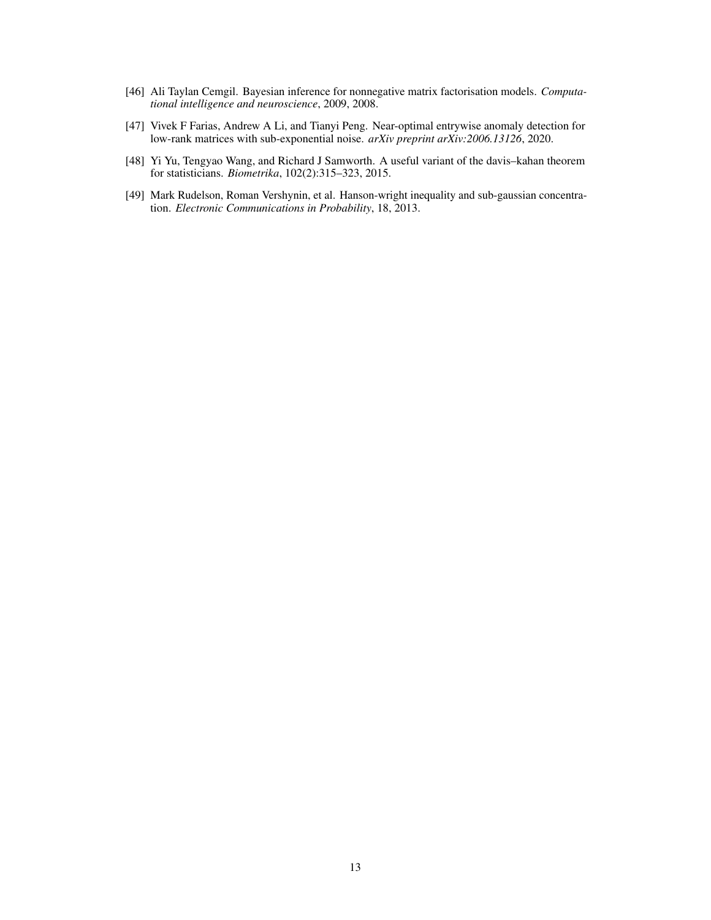[46] Ali Taylan Cemgil. Bayesian inference for nonnegative matrix factorisation models. *Computational intelligence and neuroscience*, 2009, 2008.

[47] Vivek F Farias, Andrew A Li, and Tianyi Peng. Near-optimal entrywise anomaly detection for low-rank matrices with sub-exponential noise. *arXiv preprint arXiv:2006.13126*, 2020.

[48] Yi Yu, Tengyao Wang, and Richard J Samworth. A useful variant of the davis–kahan theorem for statisticians. *Biometrika*, 102(2):315–323, 2015.

[49] Mark Rudelson, Roman Vershynin, et al. Hanson-wright inequality and sub-gaussian concentration. *Electronic Communications in Probability*, 18, 2013.